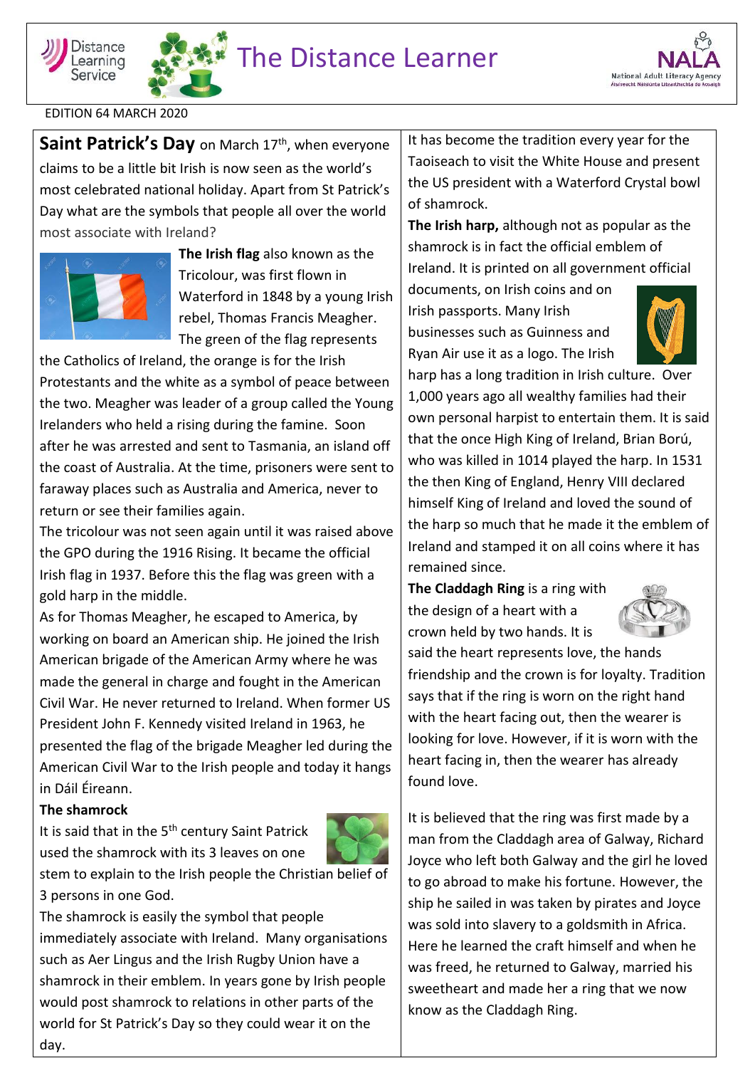# The Distance Learner

EDITION 64 MARCH 2020

**Saint Patrick's Day** on March 17th, when everyone claims to be a little bit Irish is now seen as the world's most celebrated national holiday. Apart from St Patrick's Day what are the symbols that people all over the world most associate with Ireland?

**The Irish flag** also known as the Tricolour, was first flown in Waterford in 1848 by a young Irish rebel, Thomas Francis Meagher. The green of the flag represents the Catholics of Ireland, the orange is for the Irish Protestants and the white as a symbol of peace between the two. Meagher was leader of a group called the Young Irelanders who held a rising during the famine. Soon after he was arrested and sent to Tasmania, an island off the coast of Australia. At the time, prisoners were sent to faraway places such as Australia and America, never to return or see their families again.

The tricolour was not seen again until it was raised above the GPO during the 1916 Rising. It became the official Irish flag in 1937. Before this the flag was green with a gold harp in the middle.

As for Thomas Meagher, he escaped to America, by working on board an American ship. He joined the Irish American brigade of the American Army where he was made the general in charge and fought in the American Civil War. He never returned to Ireland. When former US President John F. Kennedy visited Ireland in 1963, he presented the flag of the brigade Meagher led during the American Civil War to the Irish people and today it hangs in Dáil Éireann.

**The shamrock**

It is said that in the 5th century Saint Patrick used the shamrock with its 3 leaves on one stem to explain to the Irish people the Christian belief of 3 persons in one God.

The shamrock is easily the symbol that people immediately associate with Ireland. Many organisations such as Aer Lingus and the Irish Rugby Union have a shamrock in their emblem. In years gone by Irish people would post shamrock to relations in other parts of the world for St Patrick's Day so they could wear it on the day.

It has become the tradition every year for the Taoiseach to visit the White House and present the US president with a Waterford Crystal bowl of shamrock.

**The Irish harp,** although not as popular as the shamrock is in fact the official emblem of Ireland. It is printed on all government official documents, on Irish coins and on Irish passports. Many Irish businesses such as Guinness and Ryan Air use it as a logo. The Irish harp has a long tradition in Irish culture. Over 1,000 years ago all wealthy families had their own personal harpist to entertain them. It is said that the once High King of Ireland, Brian Ború, who was killed in 1014 played the harp. In 1531 the then King of England, Henry VIII declared himself King of Ireland and loved the sound of the harp so much that he made it the emblem of Ireland and stamped it on all coins where it has remained since.

**The Claddagh Ring** is a ring with the design of a heart with a crown held by two hands. It is said the heart represents love, the hands friendship and the crown is for loyalty. Tradition says that if the ring is worn on the right hand with the heart facing out, then the wearer is looking for love. However, if it is worn with the heart facing in, then the wearer has already found love.

It is believed that the ring was first made by a man from the Claddagh area of Galway, Richard Joyce who left both Galway and the girl he loved to go abroad to make his fortune. However, the ship he sailed in was taken by pirates and Joyce was sold into slavery to a goldsmith in Africa. Here he learned the craft himself and when he was freed, he returned to Galway, married his sweetheart and made her a ring that we now know as the Claddagh Ring.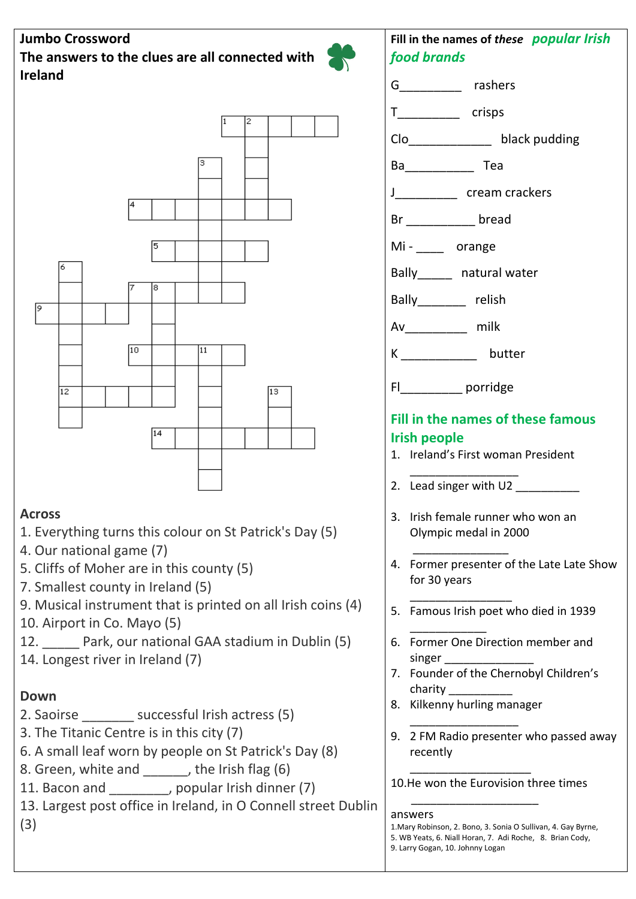**Jumbo Crossword**
**The answers to the clues are all connected with Ireland**

**Across**

1. Everything turns this colour on St Patrick's Day (5)
4. Our national game (7)
5. Cliffs of Moher are in this county (5)
7. Smallest county in Ireland (5)
9. Musical instrument that is printed on all Irish coins (4)
10. Airport in Co. Mayo (5)
12. _____ Park, our national GAA stadium in Dublin (5)
14. Longest river in Ireland (7)

**Down**

2. Saoirse _______ successful Irish actress (5)
3. The Titanic Centre is in this city (7)
6. A small leaf worn by people on St Patrick's Day (8)
8. Green, white and ______, the Irish flag (6)
11. Bacon and ________, popular Irish dinner (7)
13. Largest post office in Ireland, in O Connell street Dublin (3)

**Fill in the names of *these* popular Irish food brands**

G_________ rashers

T_________ crisps

Clo____________ black pudding

Ba__________ Tea

J_________ cream crackers

Br __________ bread

Mi - ____ orange

Bally_____ natural water

Bally_______ relish

Av_________ milk

K ___________ butter

Fl_________ porridge

**Fill in the names of these famous Irish people**

1. Ireland's First woman President _________________
2. Lead singer with U2 __________
3. Irish female runner who won an Olympic medal in 2000 _______________
4. Former presenter of the Late Late Show for 30 years _______________
5. Famous Irish poet who died in 1939 ____________
6. Former One Direction member and singer ______________
7. Founder of the Chernobyl Children's charity __________
8. Kilkenny hurling manager _________________
9. 2 FM Radio presenter who passed away recently ___________________
10. He won the Eurovision three times ____________________

answers

1.Mary Robinson, 2. Bono, 3. Sonia O Sullivan, 4. Gay Byrne, 5. WB Yeats, 6. Niall Horan, 7. Adi Roche, 8. Brian Cody, 9. Larry Gogan, 10. Johnny Logan